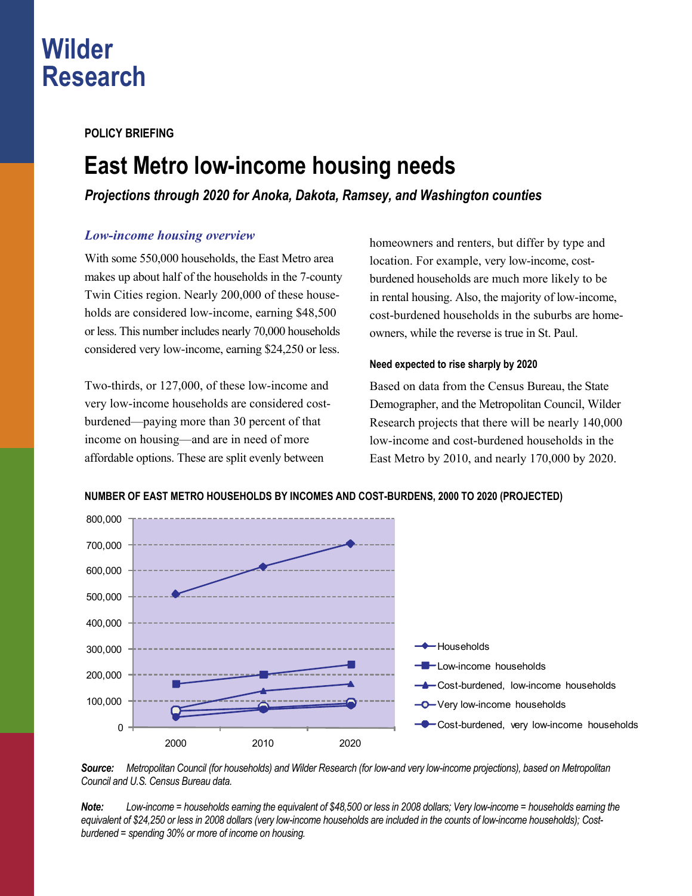# Wilder Research

**POLICY BRIEFING**

# East Metro low-income housing needs

***Projections through 2020 for Anoka, Dakota, Ramsey, and Washington counties***

## *Low-income housing overview*

With some 550,000 households, the East Metro area makes up about half of the households in the 7-county Twin Cities region. Nearly 200,000 of these households are considered low-income, earning $48,500 or less. This number includes nearly 70,000 households considered very low-income, earning $24,250 or less.

Two-thirds, or 127,000, of these low-income and very low-income households are considered cost-burdened—paying more than 30 percent of that income on housing—and are in need of more affordable options. These are split evenly between homeowners and renters, but differ by type and location. For example, very low-income, cost-burdened households are much more likely to be in rental housing. Also, the majority of low-income, cost-burdened households in the suburbs are homeowners, while the reverse is true in St. Paul.

### Need expected to rise sharply by 2020

Based on data from the Census Bureau, the State Demographer, and the Metropolitan Council, Wilder Research projects that there will be nearly 140,000 low-income and cost-burdened households in the East Metro by 2010, and nearly 170,000 by 2020.

**NUMBER OF EAST METRO HOUSEHOLDS BY INCOMES AND COST-BURDENS, 2000 TO 2020 (PROJECTED)**

***Source:*** *Metropolitan Council (for households) and Wilder Research (for low-and very low-income projections), based on Metropolitan Council and U.S. Census Bureau data.*

***Note:*** *Low-income = households earning the equivalent of $48,500 or less in 2008 dollars; Very low-income = households earning the equivalent of $24,250 or less in 2008 dollars (very low-income households are included in the counts of low-income households); Cost-burdened = spending 30% or more of income on housing.*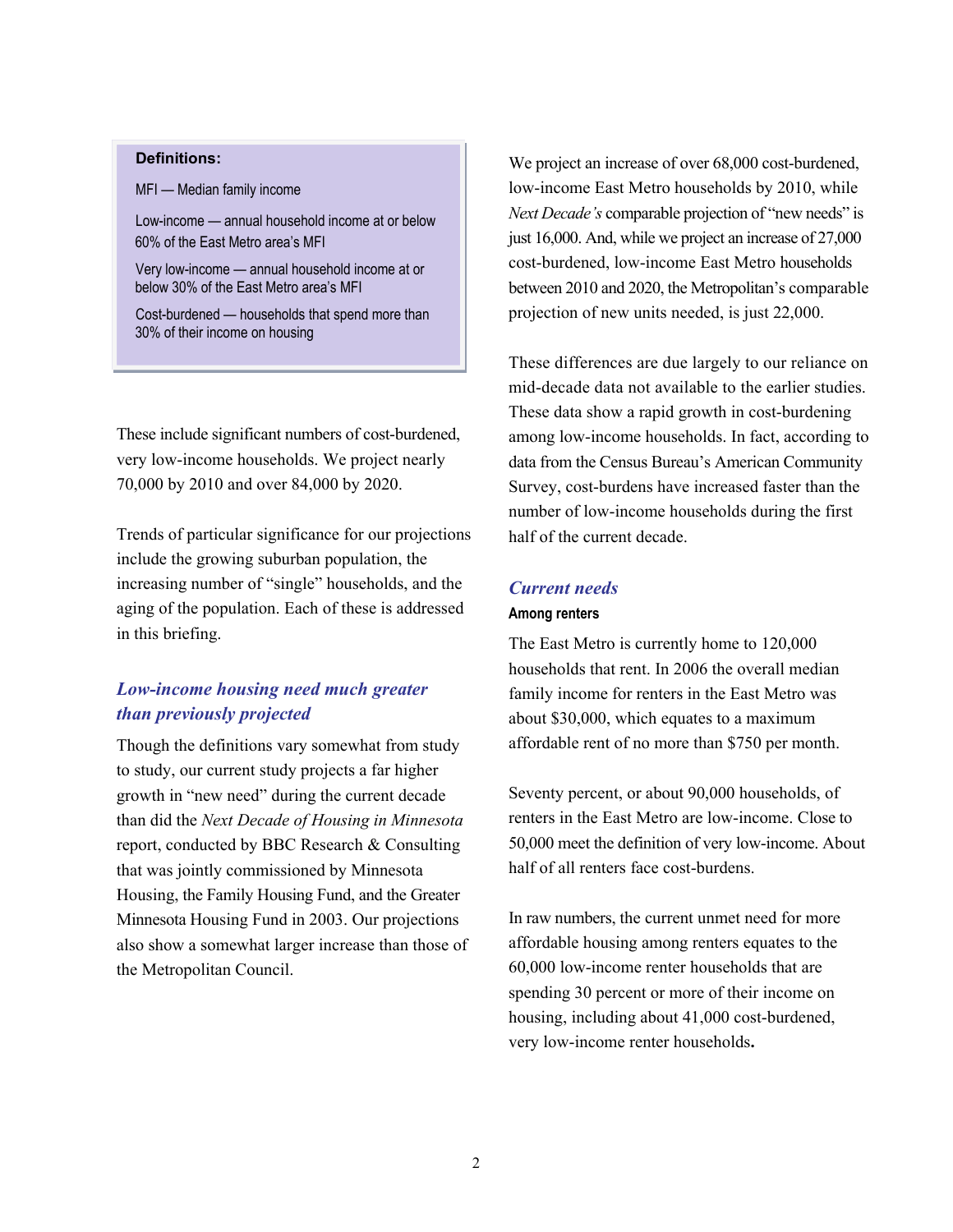**Definitions:**

MFI — Median family income

Low-income — annual household income at or below 60% of the East Metro area's MFI

Very low-income — annual household income at or below 30% of the East Metro area's MFI

Cost-burdened — households that spend more than 30% of their income on housing

These include significant numbers of cost-burdened, very low-income households. We project nearly 70,000 by 2010 and over 84,000 by 2020.

Trends of particular significance for our projections include the growing suburban population, the increasing number of "single" households, and the aging of the population. Each of these is addressed in this briefing.

## *Low-income housing need much greater than previously projected*

Though the definitions vary somewhat from study to study, our current study projects a far higher growth in "new need" during the current decade than did the *Next Decade of Housing in Minnesota* report, conducted by BBC Research & Consulting that was jointly commissioned by Minnesota Housing, the Family Housing Fund, and the Greater Minnesota Housing Fund in 2003. Our projections also show a somewhat larger increase than those of the Metropolitan Council.

We project an increase of over 68,000 cost-burdened, low-income East Metro households by 2010, while *Next Decade's* comparable projection of "new needs" is just 16,000. And, while we project an increase of 27,000 cost-burdened, low-income East Metro households between 2010 and 2020, the Metropolitan's comparable projection of new units needed, is just 22,000.

These differences are due largely to our reliance on mid-decade data not available to the earlier studies. These data show a rapid growth in cost-burdening among low-income households. In fact, according to data from the Census Bureau's American Community Survey, cost-burdens have increased faster than the number of low-income households during the first half of the current decade.

## *Current needs*

### Among renters

The East Metro is currently home to 120,000 households that rent. In 2006 the overall median family income for renters in the East Metro was about $30,000, which equates to a maximum affordable rent of no more than $750 per month.

Seventy percent, or about 90,000 households, of renters in the East Metro are low-income. Close to 50,000 meet the definition of very low-income. About half of all renters face cost-burdens.

In raw numbers, the current unmet need for more affordable housing among renters equates to the 60,000 low-income renter households that are spending 30 percent or more of their income on housing, including about 41,000 cost-burdened, very low-income renter households.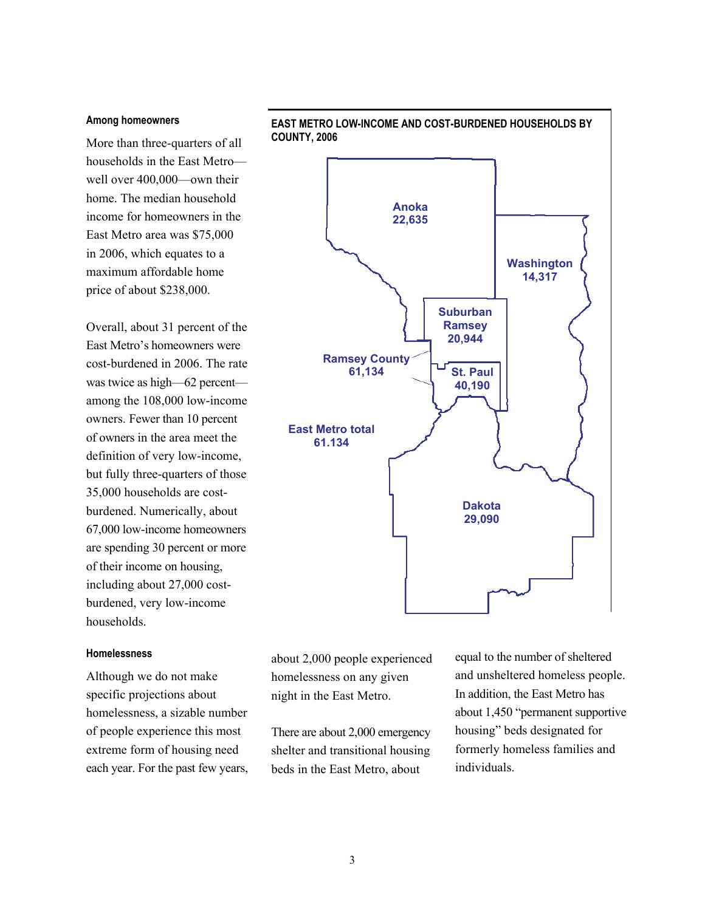### Among homeowners

More than three-quarters of all households in the East Metro—well over 400,000—own their home. The median household income for homeowners in the East Metro area was $75,000 in 2006, which equates to a maximum affordable home price of about $238,000.

Overall, about 31 percent of the East Metro's homeowners were cost-burdened in 2006. The rate was twice as high—62 percent—among the 108,000 low-income owners. Fewer than 10 percent of owners in the area meet the definition of very low-income, but fully three-quarters of those 35,000 households are cost-burdened. Numerically, about 67,000 low-income homeowners are spending 30 percent or more of their income on housing, including about 27,000 cost-burdened, very low-income households.

**EAST METRO LOW-INCOME AND COST-BURDENED HOUSEHOLDS BY COUNTY, 2006**

| Area | Households |
|---|---|
| Anoka | 22,635 |
| Washington | 14,317 |
| Suburban Ramsey | 20,944 |
| St. Paul | 40,190 |
| Ramsey County | 61,134 |
| Dakota | 29,090 |
| East Metro total | 61.134 |

### Homelessness

Although we do not make specific projections about homelessness, a sizable number of people experience this most extreme form of housing need each year. For the past few years, about 2,000 people experienced homelessness on any given night in the East Metro.

There are about 2,000 emergency shelter and transitional housing beds in the East Metro, about equal to the number of sheltered and unsheltered homeless people. In addition, the East Metro has about 1,450 "permanent supportive housing" beds designated for formerly homeless families and individuals.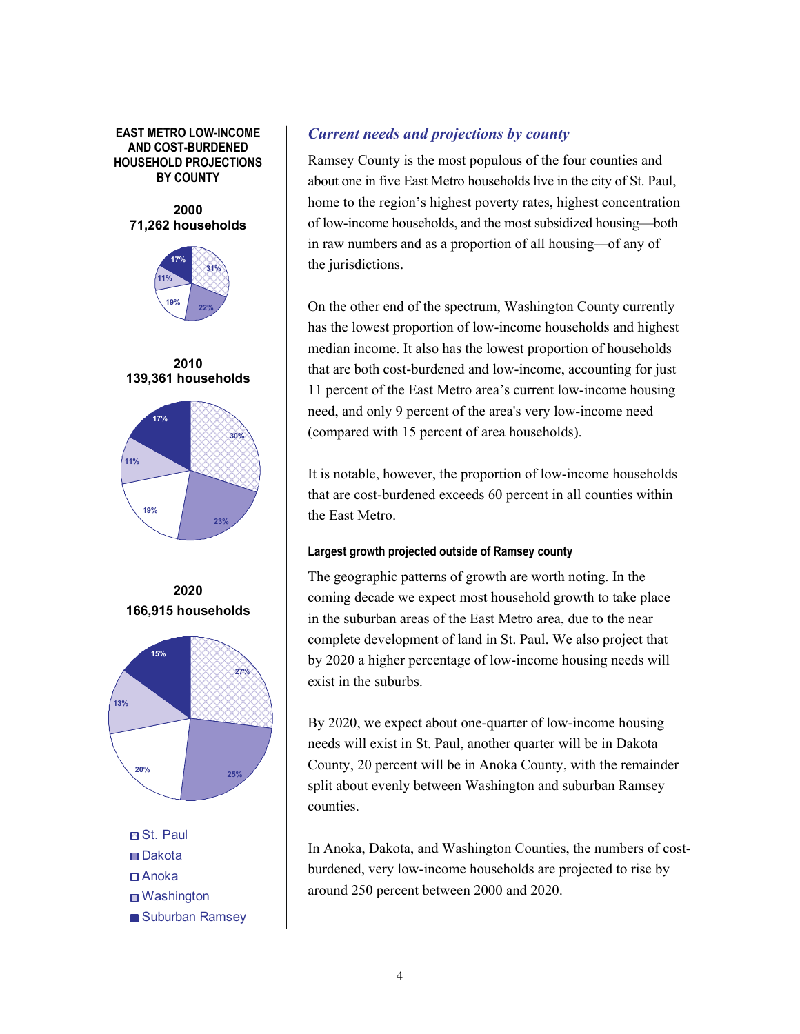**EAST METRO LOW-INCOME AND COST-BURDENED HOUSEHOLD PROJECTIONS BY COUNTY**

**2000**
**71,262 households**

**2010**
**139,361 households**

**2020**
**166,915 households**

| County | 2000 | 2010 | 2020 |
| --- | --- | --- | --- |
| St. Paul | 31% | 30% | 27% |
| Dakota | 22% | 23% | 25% |
| Anoka | 19% | 19% | 20% |
| Washington | 11% | 11% | 13% |
| Suburban Ramsey | 17% | 17% | 15% |

## *Current needs and projections by county*

Ramsey County is the most populous of the four counties and about one in five East Metro households live in the city of St. Paul, home to the region's highest poverty rates, highest concentration of low-income households, and the most subsidized housing—both in raw numbers and as a proportion of all housing—of any of the jurisdictions.

On the other end of the spectrum, Washington County currently has the lowest proportion of low-income households and highest median income. It also has the lowest proportion of households that are both cost-burdened and low-income, accounting for just 11 percent of the East Metro area's current low-income housing need, and only 9 percent of the area's very low-income need (compared with 15 percent of area households).

It is notable, however, the proportion of low-income households that are cost-burdened exceeds 60 percent in all counties within the East Metro.

### Largest growth projected outside of Ramsey county

The geographic patterns of growth are worth noting. In the coming decade we expect most household growth to take place in the suburban areas of the East Metro area, due to the near complete development of land in St. Paul. We also project that by 2020 a higher percentage of low-income housing needs will exist in the suburbs.

By 2020, we expect about one-quarter of low-income housing needs will exist in St. Paul, another quarter will be in Dakota County, 20 percent will be in Anoka County, with the remainder split about evenly between Washington and suburban Ramsey counties.

In Anoka, Dakota, and Washington Counties, the numbers of cost-burdened, very low-income households are projected to rise by around 250 percent between 2000 and 2020.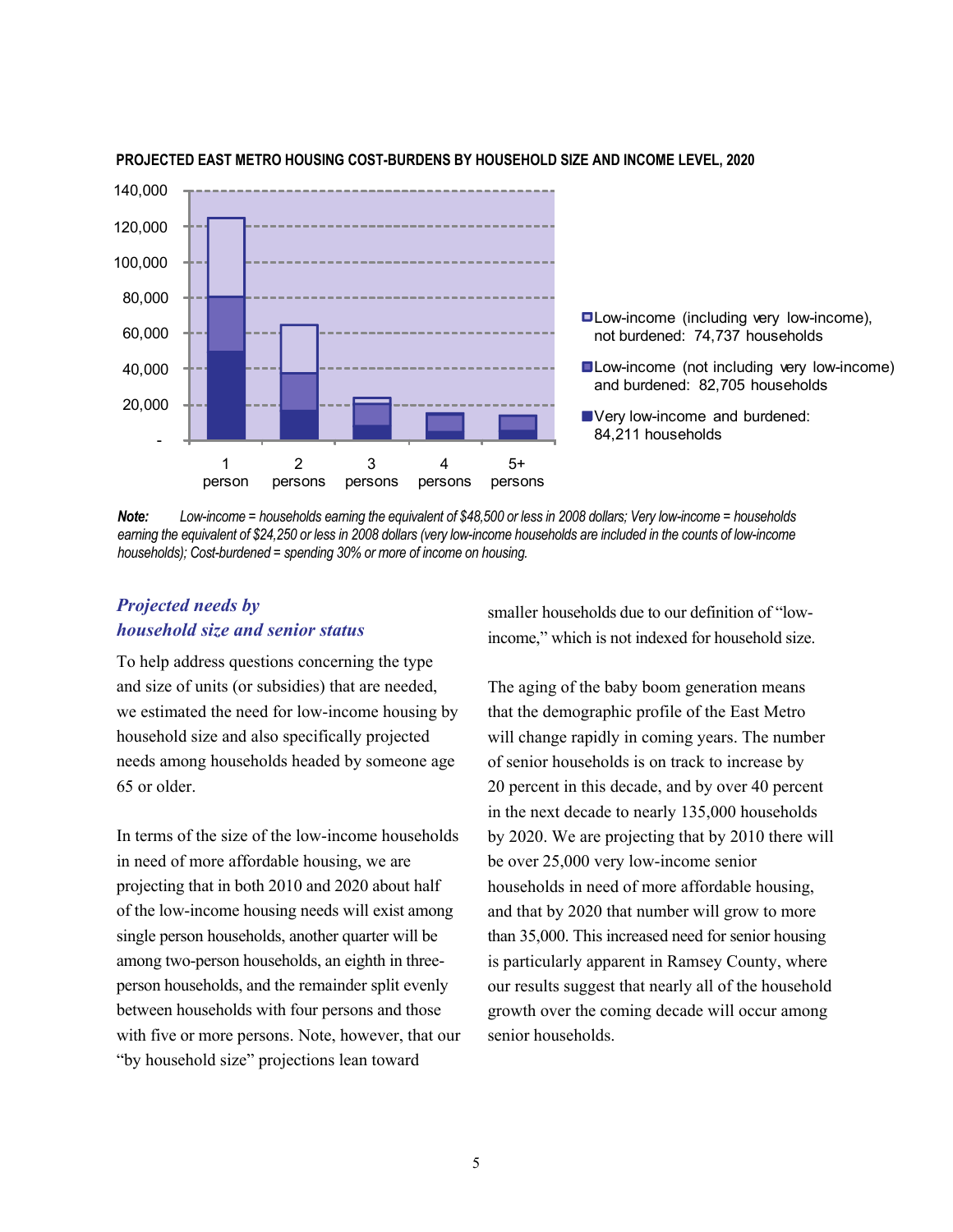**PROJECTED EAST METRO HOUSING COST-BURDENS BY HOUSEHOLD SIZE AND INCOME LEVEL, 2020**

- Low-income (including very low-income), not burdened: 74,737 households
- Low-income (not including very low-income) and burdened: 82,705 households
- Very low-income and burdened: 84,211 households

***Note:*** *Low-income = households earning the equivalent of $48,500 or less in 2008 dollars; Very low-income = households earning the equivalent of $24,250 or less in 2008 dollars (very low-income households are included in the counts of low-income households); Cost-burdened = spending 30% or more of income on housing.*

### *Projected needs by household size and senior status*

To help address questions concerning the type and size of units (or subsidies) that are needed, we estimated the need for low-income housing by household size and also specifically projected needs among households headed by someone age 65 or older.

In terms of the size of the low-income households in need of more affordable housing, we are projecting that in both 2010 and 2020 about half of the low-income housing needs will exist among single person households, another quarter will be among two-person households, an eighth in three-person households, and the remainder split evenly between households with four persons and those with five or more persons. Note, however, that our "by household size" projections lean toward smaller households due to our definition of "low-income," which is not indexed for household size.

The aging of the baby boom generation means that the demographic profile of the East Metro will change rapidly in coming years. The number of senior households is on track to increase by 20 percent in this decade, and by over 40 percent in the next decade to nearly 135,000 households by 2020. We are projecting that by 2010 there will be over 25,000 very low-income senior households in need of more affordable housing, and that by 2020 that number will grow to more than 35,000. This increased need for senior housing is particularly apparent in Ramsey County, where our results suggest that nearly all of the household growth over the coming decade will occur among senior households.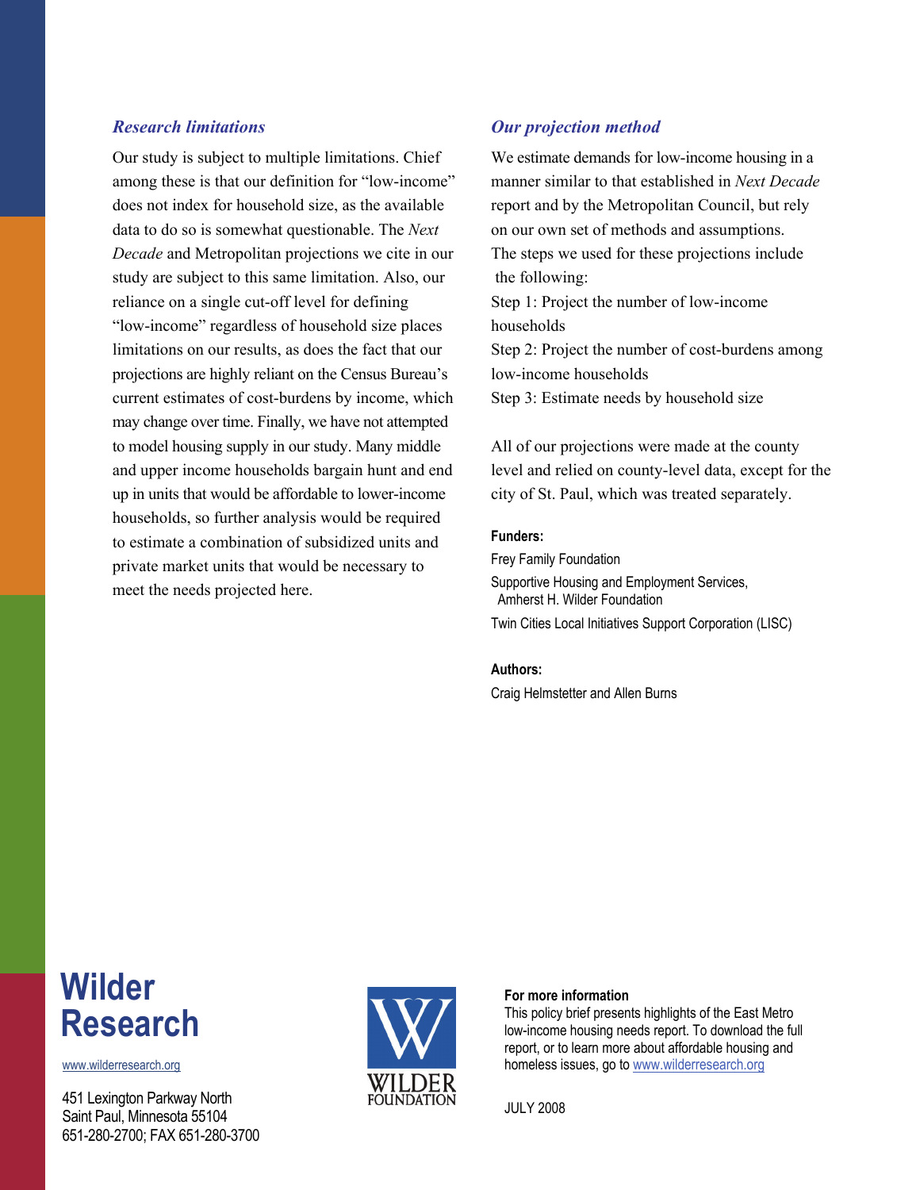### *Research limitations*

Our study is subject to multiple limitations. Chief among these is that our definition for "low-income" does not index for household size, as the available data to do so is somewhat questionable. The *Next Decade* and Metropolitan projections we cite in our study are subject to this same limitation. Also, our reliance on a single cut-off level for defining "low-income" regardless of household size places limitations on our results, as does the fact that our projections are highly reliant on the Census Bureau's current estimates of cost-burdens by income, which may change over time. Finally, we have not attempted to model housing supply in our study. Many middle and upper income households bargain hunt and end up in units that would be affordable to lower-income households, so further analysis would be required to estimate a combination of subsidized units and private market units that would be necessary to meet the needs projected here.

### *Our projection method*

We estimate demands for low-income housing in a manner similar to that established in *Next Decade* report and by the Metropolitan Council, but rely on our own set of methods and assumptions. The steps we used for these projections include the following:

Step 1: Project the number of low-income households

Step 2: Project the number of cost-burdens among low-income households

Step 3: Estimate needs by household size

All of our projections were made at the county level and relied on county-level data, except for the city of St. Paul, which was treated separately.

**Funders:**

Frey Family Foundation

Supportive Housing and Employment Services, Amherst H. Wilder Foundation

Twin Cities Local Initiatives Support Corporation (LISC)

**Authors:**

Craig Helmstetter and Allen Burns

**Wilder Research**

www.wilderresearch.org

451 Lexington Parkway North
Saint Paul, Minnesota 55104
651-280-2700; FAX 651-280-3700

WILDER FOUNDATION

**For more information**

This policy brief presents highlights of the East Metro low-income housing needs report. To download the full report, or to learn more about affordable housing and homeless issues, go to www.wilderresearch.org

JULY 2008